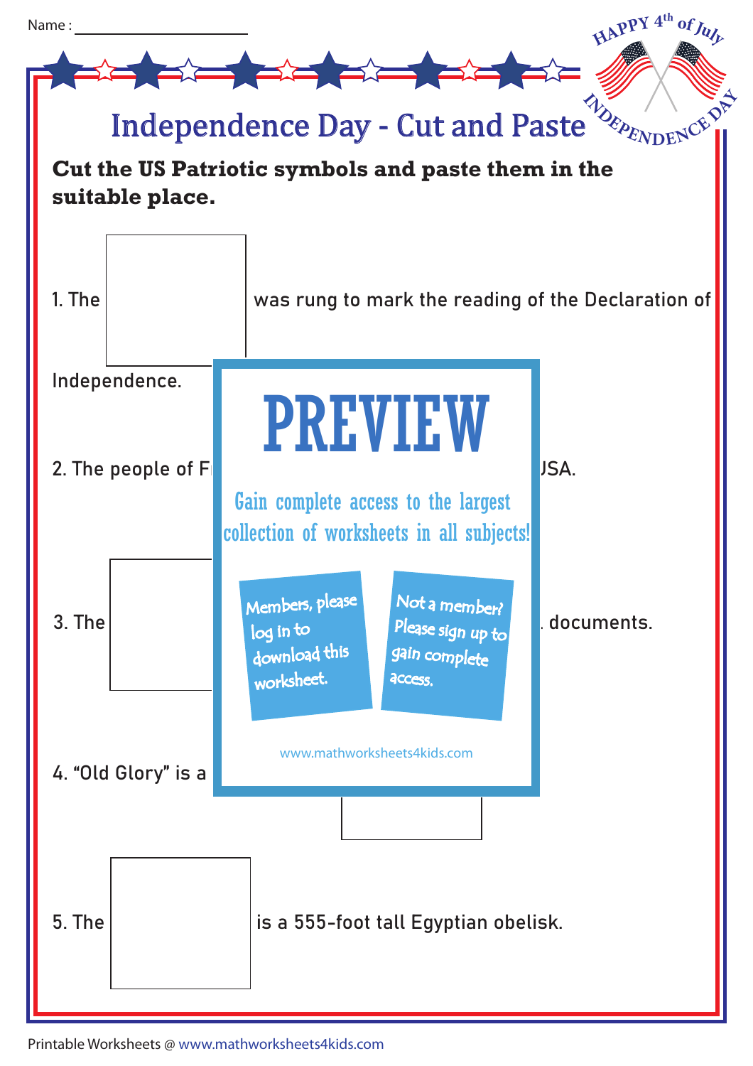Name : ______________________

# Independence Day - Cut and Paste

**Cut the US Patriotic symbols and paste them in the suitable place.**

1. The [ ] was rung to mark the reading of the Declaration of Independence.

2. The people of F[ ]USA.

3. The [ ] documents.

4. "Old Glory" is a [ ]

5. The [ ] is a 555-foot tall Egyptian obelisk.

PREVIEW

Gain complete access to the largest collection of worksheets in all subjects!

Members, please log in to download this worksheet.

Not a member? Please sign up to gain complete access.

www.mathworksheets4kids.com

Printable Worksheets @ www.mathworksheets4kids.com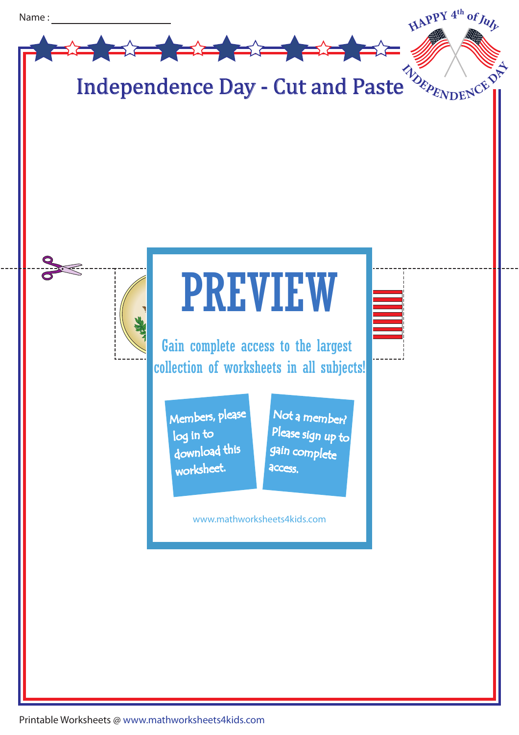Name : ____________________

# Independence Day - Cut and Paste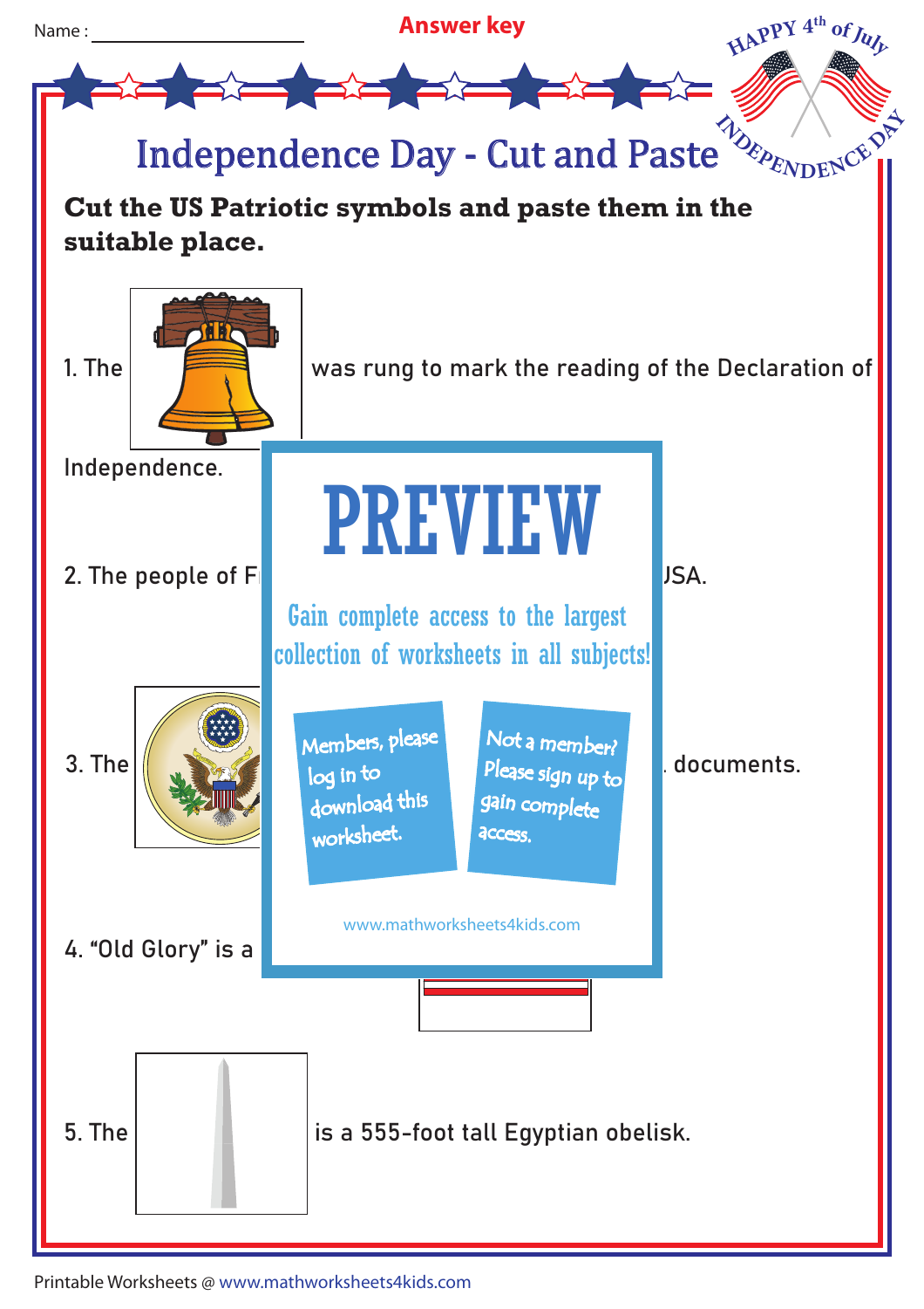Name : ____________________

**Answer key**

# Independence Day - Cut and Paste

**Cut the US Patriotic symbols and paste them in the suitable place.**

1. The [ ] was rung to mark the reading of the Declaration of Independence.

2. The people of F[...] [...]USA.

3. The [ ] [...] documents.

4. "Old Glory" is a [...]

5. The [ ] is a 555-foot tall Egyptian obelisk.

PREVIEW

Gain complete access to the largest collection of worksheets in all subjects!

Members, please log in to download this worksheet.

Not a member? Please sign up to gain complete access.

www.mathworksheets4kids.com